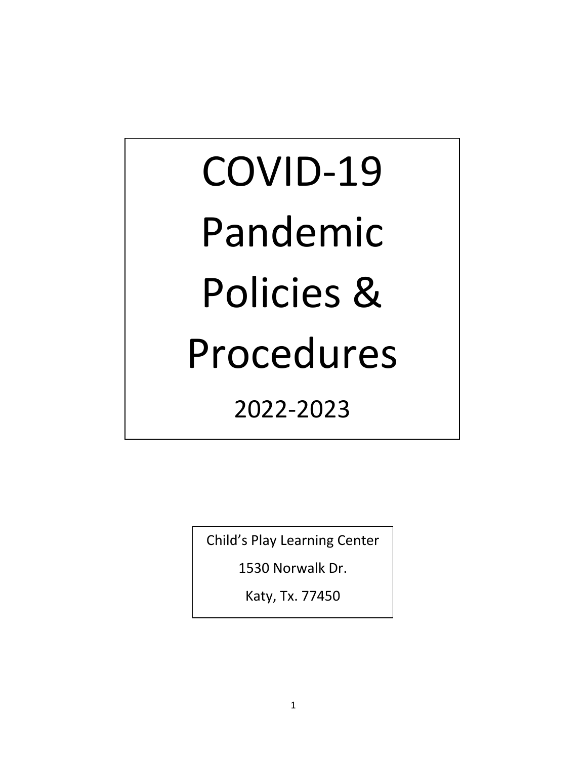# COVID-19 Pandemic Policies & Procedures

2022-2023

Child's Play Learning Center

1530 Norwalk Dr.

Katy, Tx. 77450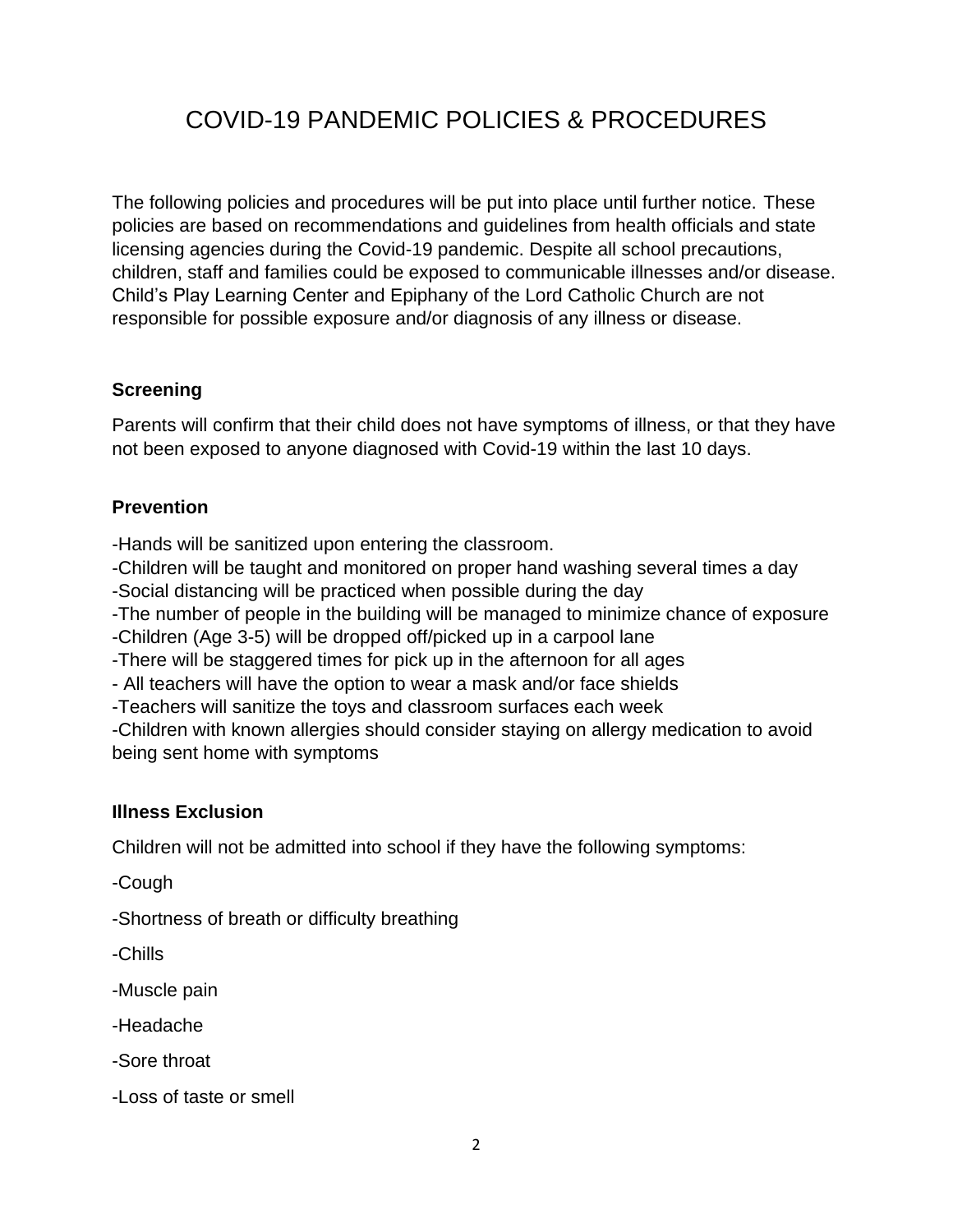# COVID-19 PANDEMIC POLICIES & PROCEDURES

The following policies and procedures will be put into place until further notice. These policies are based on recommendations and guidelines from health officials and state licensing agencies during the Covid-19 pandemic. Despite all school precautions, children, staff and families could be exposed to communicable illnesses and/or disease. Child's Play Learning Center and Epiphany of the Lord Catholic Church are not responsible for possible exposure and/or diagnosis of any illness or disease.

**Screening**

Parents will confirm that their child does not have symptoms of illness, or that they have not been exposed to anyone diagnosed with Covid-19 within the last 10 days.

**Prevention**

-Hands will be sanitized upon entering the classroom.
-Children will be taught and monitored on proper hand washing several times a day
-Social distancing will be practiced when possible during the day
-The number of people in the building will be managed to minimize chance of exposure
-Children (Age 3-5) will be dropped off/picked up in a carpool lane
-There will be staggered times for pick up in the afternoon for all ages
- All teachers will have the option to wear a mask and/or face shields
-Teachers will sanitize the toys and classroom surfaces each week
-Children with known allergies should consider staying on allergy medication to avoid being sent home with symptoms

**Illness Exclusion**

Children will not be admitted into school if they have the following symptoms:

-Cough

-Shortness of breath or difficulty breathing

-Chills

-Muscle pain

-Headache

-Sore throat

-Loss of taste or smell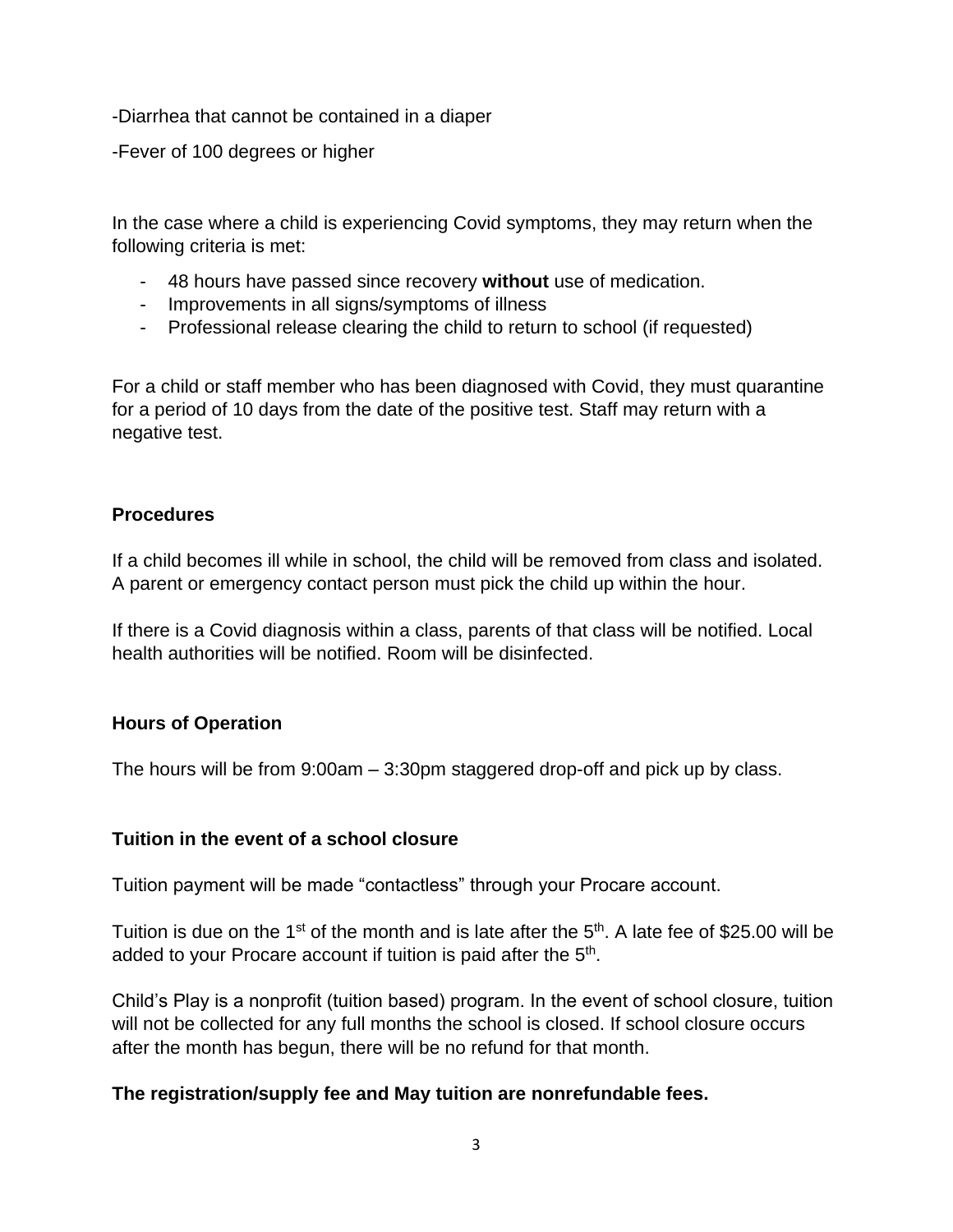-Diarrhea that cannot be contained in a diaper

-Fever of 100 degrees or higher

In the case where a child is experiencing Covid symptoms, they may return when the following criteria is met:

- 48 hours have passed since recovery **without** use of medication.
- Improvements in all signs/symptoms of illness
- Professional release clearing the child to return to school (if requested)

For a child or staff member who has been diagnosed with Covid, they must quarantine for a period of 10 days from the date of the positive test. Staff may return with a negative test.

**Procedures**

If a child becomes ill while in school, the child will be removed from class and isolated. A parent or emergency contact person must pick the child up within the hour.

If there is a Covid diagnosis within a class, parents of that class will be notified. Local health authorities will be notified. Room will be disinfected.

**Hours of Operation**

The hours will be from 9:00am – 3:30pm staggered drop-off and pick up by class.

**Tuition in the event of a school closure**

Tuition payment will be made "contactless" through your Procare account.

Tuition is due on the 1st of the month and is late after the 5th. A late fee of $25.00 will be added to your Procare account if tuition is paid after the 5th.

Child's Play is a nonprofit (tuition based) program. In the event of school closure, tuition will not be collected for any full months the school is closed. If school closure occurs after the month has begun, there will be no refund for that month.

**The registration/supply fee and May tuition are nonrefundable fees.**